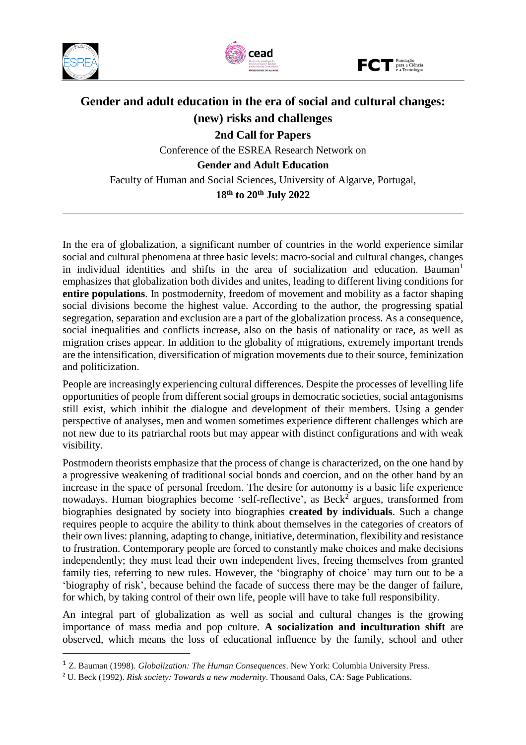# Gender and adult education in the era of social and cultural changes: (new) risks and challenges

**2nd Call for Papers**

Conference of the ESREA Research Network on

**Gender and Adult Education**

Faculty of Human and Social Sciences, University of Algarve, Portugal,

**18th to 20th July 2022**

---

In the era of globalization, a significant number of countries in the world experience similar social and cultural phenomena at three basic levels: macro-social and cultural changes, changes in individual identities and shifts in the area of socialization and education. Bauman[1] emphasizes that globalization both divides and unites, leading to different living conditions for **entire populations**. In postmodernity, freedom of movement and mobility as a factor shaping social divisions become the highest value. According to the author, the progressing spatial segregation, separation and exclusion are a part of the globalization process. As a consequence, social inequalities and conflicts increase, also on the basis of nationality or race, as well as migration crises appear. In addition to the globality of migrations, extremely important trends are the intensification, diversification of migration movements due to their source, feminization and politicization.

People are increasingly experiencing cultural differences. Despite the processes of levelling life opportunities of people from different social groups in democratic societies, social antagonisms still exist, which inhibit the dialogue and development of their members. Using a gender perspective of analyses, men and women sometimes experience different challenges which are not new due to its patriarchal roots but may appear with distinct configurations and with weak visibility.

Postmodern theorists emphasize that the process of change is characterized, on the one hand by a progressive weakening of traditional social bonds and coercion, and on the other hand by an increase in the space of personal freedom. The desire for autonomy is a basic life experience nowadays. Human biographies become 'self-reflective', as Beck[2] argues, transformed from biographies designated by society into biographies **created by individuals**. Such a change requires people to acquire the ability to think about themselves in the categories of creators of their own lives: planning, adapting to change, initiative, determination, flexibility and resistance to frustration. Contemporary people are forced to constantly make choices and make decisions independently; they must lead their own independent lives, freeing themselves from granted family ties, referring to new rules. However, the 'biography of choice' may turn out to be a 'biography of risk', because behind the facade of success there may be the danger of failure, for which, by taking control of their own life, people will have to take full responsibility.

An integral part of globalization as well as social and cultural changes is the growing importance of mass media and pop culture. **A socialization and inculturation shift** are observed, which means the loss of educational influence by the family, school and other

---

[1] Z. Bauman (1998). *Globalization: The Human Consequences*. New York: Columbia University Press.

[2] U. Beck (1992). *Risk society: Towards a new modernity*. Thousand Oaks, CA: Sage Publications.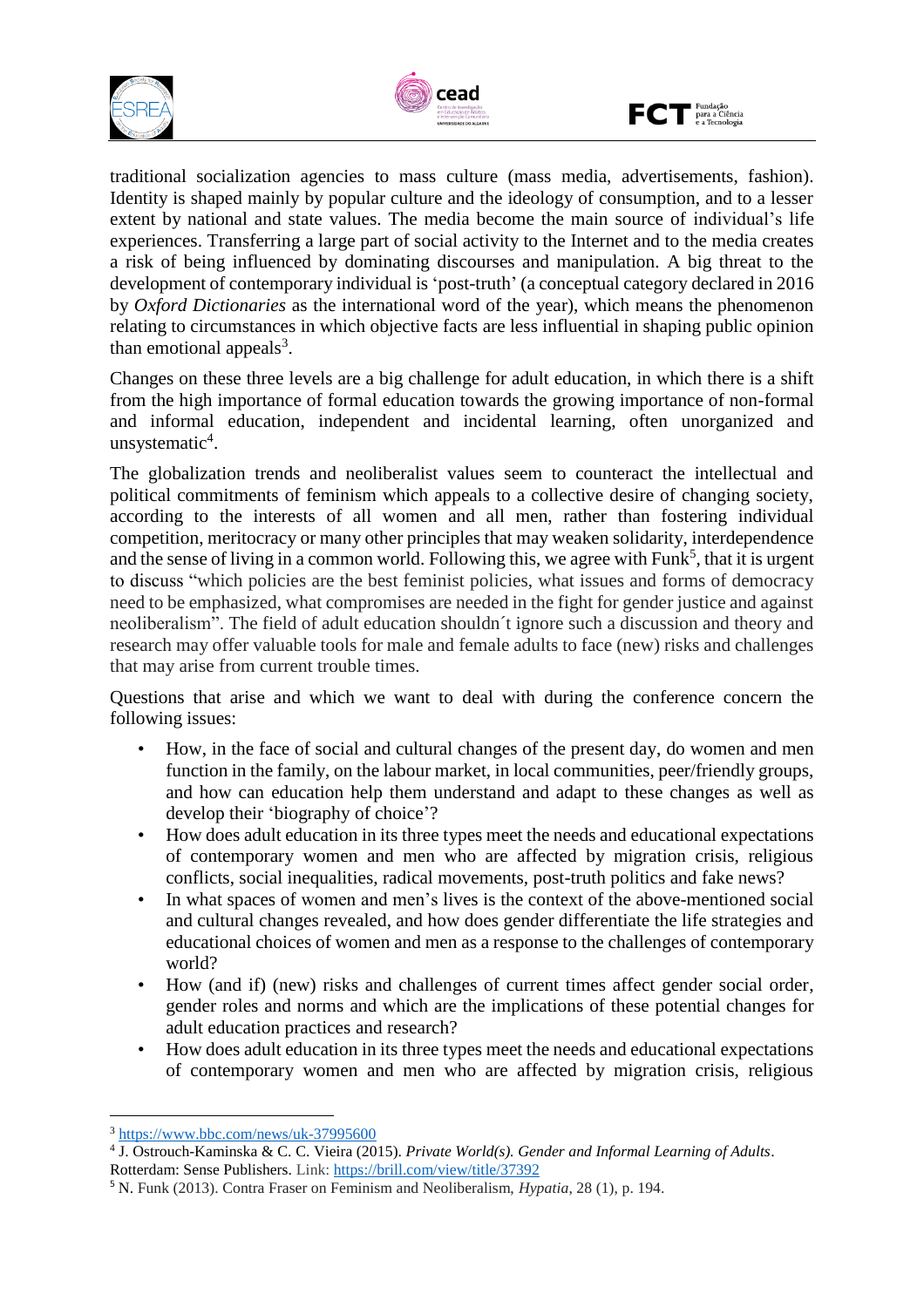traditional socialization agencies to mass culture (mass media, advertisements, fashion). Identity is shaped mainly by popular culture and the ideology of consumption, and to a lesser extent by national and state values. The media become the main source of individual's life experiences. Transferring a large part of social activity to the Internet and to the media creates a risk of being influenced by dominating discourses and manipulation. A big threat to the development of contemporary individual is 'post-truth' (a conceptual category declared in 2016 by *Oxford Dictionaries* as the international word of the year), which means the phenomenon relating to circumstances in which objective facts are less influential in shaping public opinion than emotional appeals[3].

Changes on these three levels are a big challenge for adult education, in which there is a shift from the high importance of formal education towards the growing importance of non-formal and informal education, independent and incidental learning, often unorganized and unsystematic[4].

The globalization trends and neoliberalist values seem to counteract the intellectual and political commitments of feminism which appeals to a collective desire of changing society, according to the interests of all women and all men, rather than fostering individual competition, meritocracy or many other principles that may weaken solidarity, interdependence and the sense of living in a common world. Following this, we agree with Funk[5], that it is urgent to discuss "which policies are the best feminist policies, what issues and forms of democracy need to be emphasized, what compromises are needed in the fight for gender justice and against neoliberalism". The field of adult education shouldn´t ignore such a discussion and theory and research may offer valuable tools for male and female adults to face (new) risks and challenges that may arise from current trouble times.

Questions that arise and which we want to deal with during the conference concern the following issues:

- How, in the face of social and cultural changes of the present day, do women and men function in the family, on the labour market, in local communities, peer/friendly groups, and how can education help them understand and adapt to these changes as well as develop their 'biography of choice'?
- How does adult education in its three types meet the needs and educational expectations of contemporary women and men who are affected by migration crisis, religious conflicts, social inequalities, radical movements, post-truth politics and fake news?
- In what spaces of women and men's lives is the context of the above-mentioned social and cultural changes revealed, and how does gender differentiate the life strategies and educational choices of women and men as a response to the challenges of contemporary world?
- How (and if) (new) risks and challenges of current times affect gender social order, gender roles and norms and which are the implications of these potential changes for adult education practices and research?
- How does adult education in its three types meet the needs and educational expectations of contemporary women and men who are affected by migration crisis, religious

---

[3] https://www.bbc.com/news/uk-37995600

[4] J. Ostrouch-Kaminska & C. C. Vieira (2015). *Private World(s). Gender and Informal Learning of Adults*. Rotterdam: Sense Publishers. Link: https://brill.com/view/title/37392

[5] N. Funk (2013). Contra Fraser on Feminism and Neoliberalism, *Hypatia*, 28 (1), p. 194.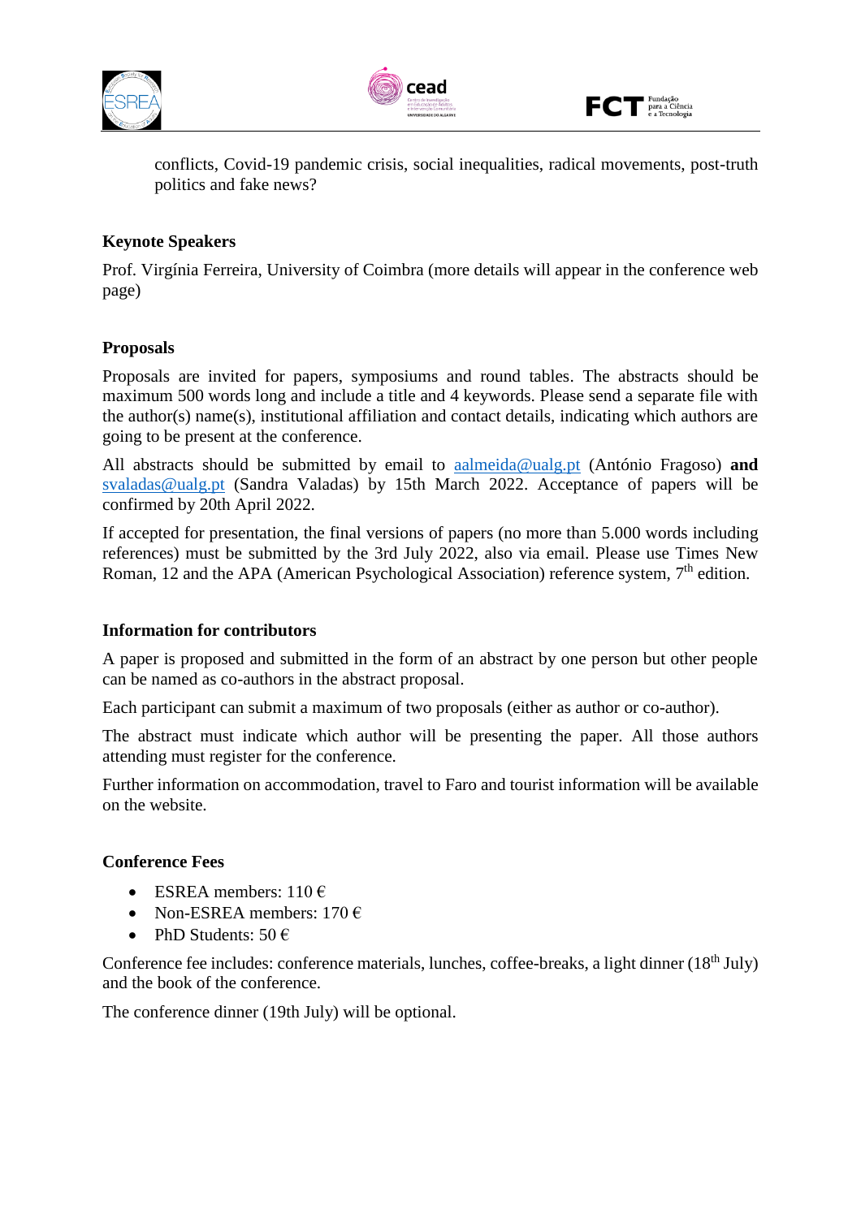conflicts, Covid-19 pandemic crisis, social inequalities, radical movements, post-truth politics and fake news?

**Keynote Speakers**

Prof. Virgínia Ferreira, University of Coimbra (more details will appear in the conference web page)

**Proposals**

Proposals are invited for papers, symposiums and round tables. The abstracts should be maximum 500 words long and include a title and 4 keywords. Please send a separate file with the author(s) name(s), institutional affiliation and contact details, indicating which authors are going to be present at the conference.

All abstracts should be submitted by email to aalmeida@ualg.pt (António Fragoso) **and** svaladas@ualg.pt (Sandra Valadas) by 15th March 2022. Acceptance of papers will be confirmed by 20th April 2022.

If accepted for presentation, the final versions of papers (no more than 5.000 words including references) must be submitted by the 3rd July 2022, also via email. Please use Times New Roman, 12 and the APA (American Psychological Association) reference system, 7th edition.

**Information for contributors**

A paper is proposed and submitted in the form of an abstract by one person but other people can be named as co-authors in the abstract proposal.

Each participant can submit a maximum of two proposals (either as author or co-author).

The abstract must indicate which author will be presenting the paper. All those authors attending must register for the conference.

Further information on accommodation, travel to Faro and tourist information will be available on the website.

**Conference Fees**

- ESREA members: 110 €
- Non-ESREA members: 170 €
- PhD Students: 50 €

Conference fee includes: conference materials, lunches, coffee-breaks, a light dinner (18th July) and the book of the conference.

The conference dinner (19th July) will be optional.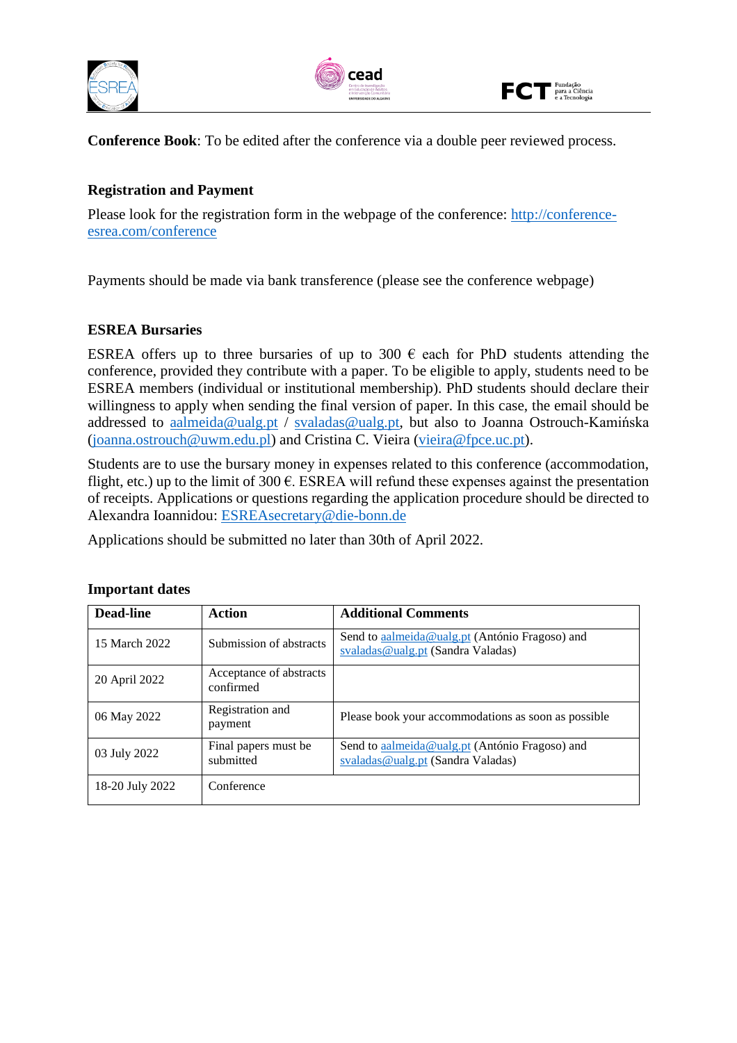**Conference Book**: To be edited after the conference via a double peer reviewed process.

**Registration and Payment**

Please look for the registration form in the webpage of the conference: http://conference-esrea.com/conference

Payments should be made via bank transference (please see the conference webpage)

**ESREA Bursaries**

ESREA offers up to three bursaries of up to 300 € each for PhD students attending the conference, provided they contribute with a paper. To be eligible to apply, students need to be ESREA members (individual or institutional membership). PhD students should declare their willingness to apply when sending the final version of paper. In this case, the email should be addressed to aalmeida@ualg.pt / svaladas@ualg.pt, but also to Joanna Ostrouch-Kamińska (joanna.ostrouch@uwm.edu.pl) and Cristina C. Vieira (vieira@fpce.uc.pt).

Students are to use the bursary money in expenses related to this conference (accommodation, flight, etc.) up to the limit of 300 €. ESREA will refund these expenses against the presentation of receipts. Applications or questions regarding the application procedure should be directed to Alexandra Ioannidou: ESREAsecretary@die-bonn.de

Applications should be submitted no later than 30th of April 2022.

**Important dates**

| Dead-line | Action | Additional Comments |
|---|---|---|
| 15 March 2022 | Submission of abstracts | Send to aalmeida@ualg.pt (António Fragoso) and svaladas@ualg.pt (Sandra Valadas) |
| 20 April 2022 | Acceptance of abstracts confirmed | |
| 06 May 2022 | Registration and payment | Please book your accommodations as soon as possible |
| 03 July 2022 | Final papers must be submitted | Send to aalmeida@ualg.pt (António Fragoso) and svaladas@ualg.pt (Sandra Valadas) |
| 18-20 July 2022 | Conference | |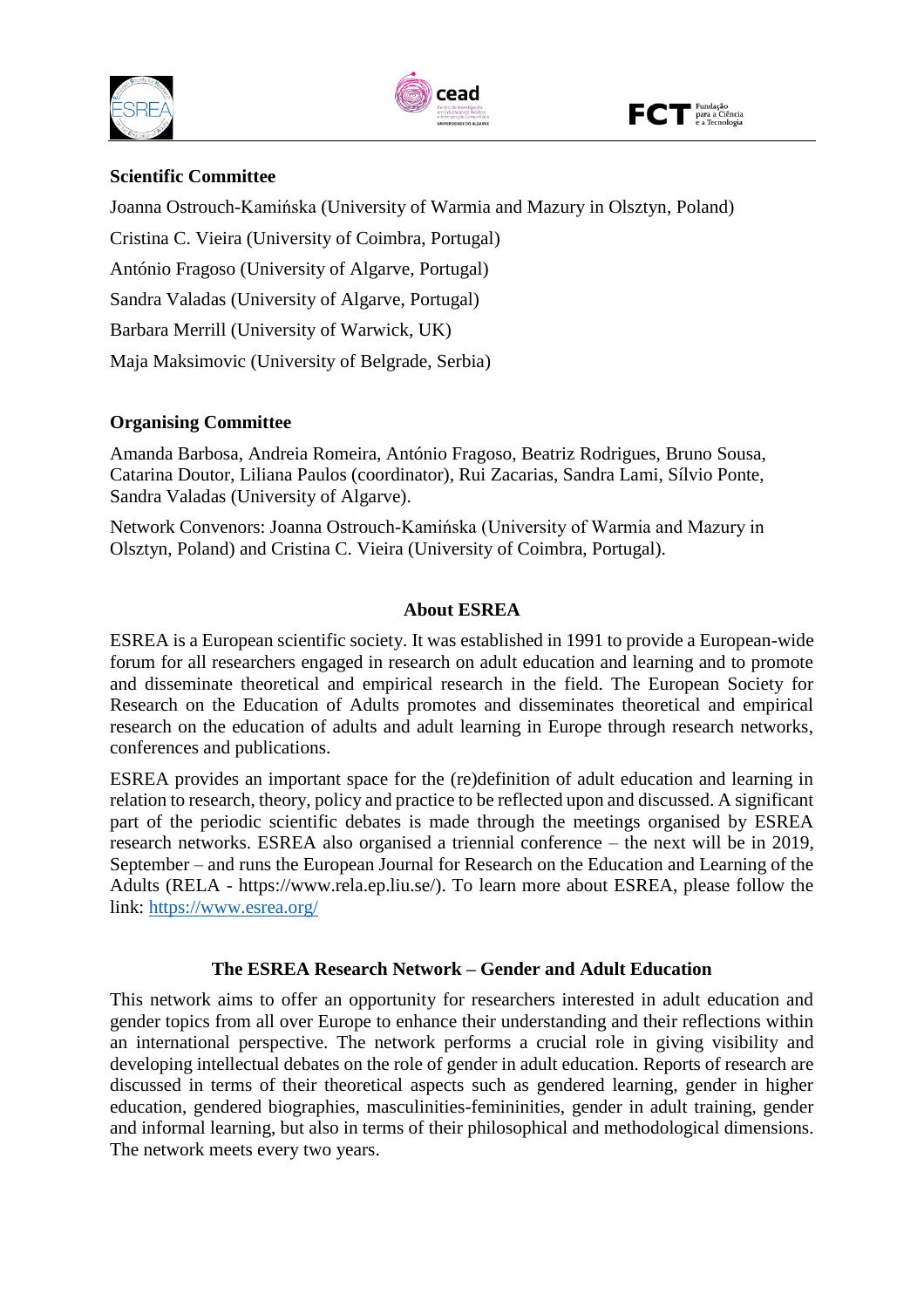**Scientific Committee**

Joanna Ostrouch-Kamińska (University of Warmia and Mazury in Olsztyn, Poland)

Cristina C. Vieira (University of Coimbra, Portugal)

António Fragoso (University of Algarve, Portugal)

Sandra Valadas (University of Algarve, Portugal)

Barbara Merrill (University of Warwick, UK)

Maja Maksimovic (University of Belgrade, Serbia)

**Organising Committee**

Amanda Barbosa, Andreia Romeira, António Fragoso, Beatriz Rodrigues, Bruno Sousa, Catarina Doutor, Liliana Paulos (coordinator), Rui Zacarias, Sandra Lami, Sílvio Ponte, Sandra Valadas (University of Algarve).

Network Convenors: Joanna Ostrouch-Kamińska (University of Warmia and Mazury in Olsztyn, Poland) and Cristina C. Vieira (University of Coimbra, Portugal).

## About ESREA

ESREA is a European scientific society. It was established in 1991 to provide a European-wide forum for all researchers engaged in research on adult education and learning and to promote and disseminate theoretical and empirical research in the field. The European Society for Research on the Education of Adults promotes and disseminates theoretical and empirical research on the education of adults and adult learning in Europe through research networks, conferences and publications.

ESREA provides an important space for the (re)definition of adult education and learning in relation to research, theory, policy and practice to be reflected upon and discussed. A significant part of the periodic scientific debates is made through the meetings organised by ESREA research networks. ESREA also organised a triennial conference – the next will be in 2019, September – and runs the European Journal for Research on the Education and Learning of the Adults (RELA - https://www.rela.ep.liu.se/). To learn more about ESREA, please follow the link: [https://www.esrea.org/](https://www.esrea.org/)

## The ESREA Research Network – Gender and Adult Education

This network aims to offer an opportunity for researchers interested in adult education and gender topics from all over Europe to enhance their understanding and their reflections within an international perspective. The network performs a crucial role in giving visibility and developing intellectual debates on the role of gender in adult education. Reports of research are discussed in terms of their theoretical aspects such as gendered learning, gender in higher education, gendered biographies, masculinities-femininities, gender in adult training, gender and informal learning, but also in terms of their philosophical and methodological dimensions. The network meets every two years.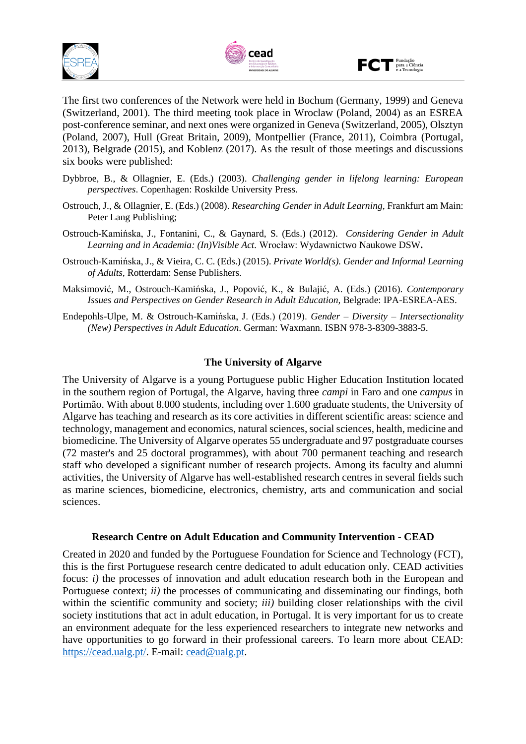The first two conferences of the Network were held in Bochum (Germany, 1999) and Geneva (Switzerland, 2001). The third meeting took place in Wroclaw (Poland, 2004) as an ESREA post-conference seminar, and next ones were organized in Geneva (Switzerland, 2005), Olsztyn (Poland, 2007), Hull (Great Britain, 2009), Montpellier (France, 2011), Coimbra (Portugal, 2013), Belgrade (2015), and Koblenz (2017). As the result of those meetings and discussions six books were published:

Dybbroe, B., & Ollagnier, E. (Eds.) (2003). *Challenging gender in lifelong learning: European perspectives*. Copenhagen: Roskilde University Press.

Ostrouch, J., & Ollagnier, E. (Eds.) (2008). *Researching Gender in Adult Learning,* Frankfurt am Main: Peter Lang Publishing;

Ostrouch-Kamińska, J., Fontanini, C., & Gaynard, S. (Eds.) (2012). *Considering Gender in Adult Learning and in Academia: (In)Visible Act.* Wrocław: Wydawnictwo Naukowe DSW**.**

Ostrouch-Kamińska, J., & Vieira, C. C. (Eds.) (2015). *Private World(s). Gender and Informal Learning of Adults,* Rotterdam: Sense Publishers.

Maksimović, M., Ostrouch-Kamińska, J., Popović, K., & Bulajić, A. (Eds.) (2016). *Contemporary Issues and Perspectives on Gender Research in Adult Education,* Belgrade: IPA-ESREA-AES.

Endepohls-Ulpe, M. & Ostrouch-Kamińska, J. (Eds.) (2019). *Gender – Diversity – Intersectionality (New) Perspectives in Adult Education*. German: Waxmann. ISBN 978-3-8309-3883-5.

## The University of Algarve

The University of Algarve is a young Portuguese public Higher Education Institution located in the southern region of Portugal, the Algarve, having three *campi* in Faro and one *campus* in Portimão. With about 8.000 students, including over 1.600 graduate students, the University of Algarve has teaching and research as its core activities in different scientific areas: science and technology, management and economics, natural sciences, social sciences, health, medicine and biomedicine. The University of Algarve operates 55 undergraduate and 97 postgraduate courses (72 master's and 25 doctoral programmes), with about 700 permanent teaching and research staff who developed a significant number of research projects. Among its faculty and alumni activities, the University of Algarve has well-established research centres in several fields such as marine sciences, biomedicine, electronics, chemistry, arts and communication and social sciences.

## Research Centre on Adult Education and Community Intervention - CEAD

Created in 2020 and funded by the Portuguese Foundation for Science and Technology (FCT), this is the first Portuguese research centre dedicated to adult education only. CEAD activities focus: *i)* the processes of innovation and adult education research both in the European and Portuguese context; *ii)* the processes of communicating and disseminating our findings, both within the scientific community and society; *iii)* building closer relationships with the civil society institutions that act in adult education, in Portugal. It is very important for us to create an environment adequate for the less experienced researchers to integrate new networks and have opportunities to go forward in their professional careers. To learn more about CEAD: https://cead.ualg.pt/. E-mail: cead@ualg.pt.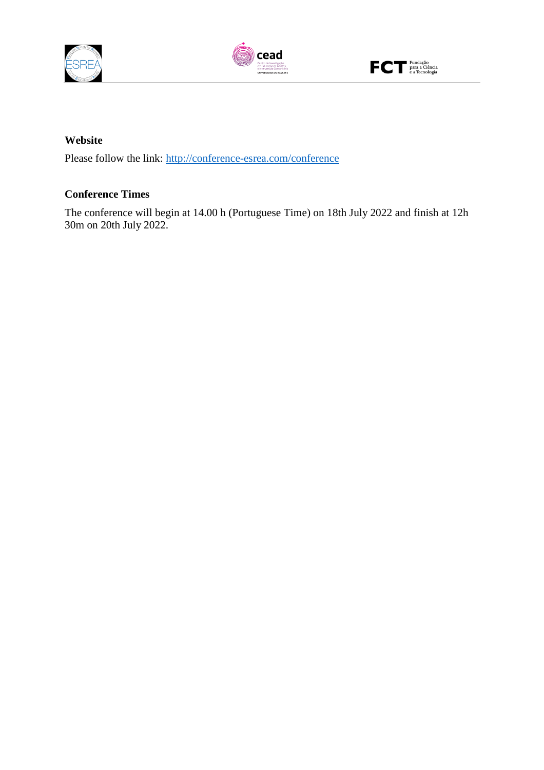**Website**

Please follow the link: http://conference-esrea.com/conference

**Conference Times**

The conference will begin at 14.00 h (Portuguese Time) on 18th July 2022 and finish at 12h 30m on 20th July 2022.